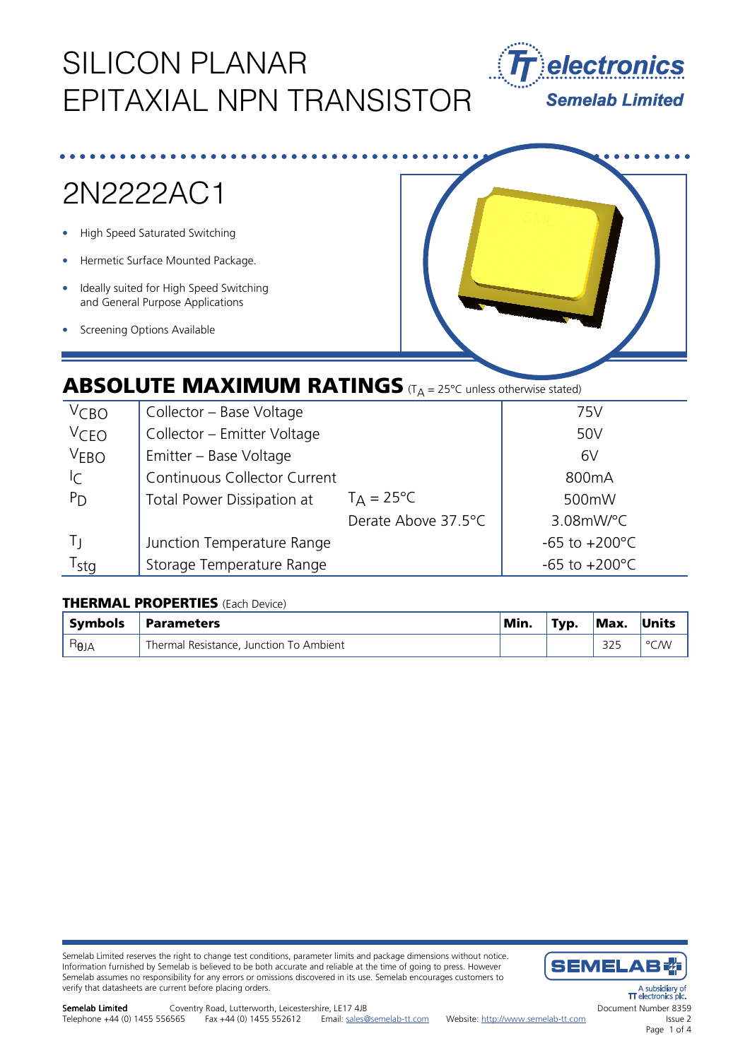# SILICON PLANAR EPITAXIAL NPN TRANSISTOR

TT electronics
Semelab Limited

## 2N2222AC1

- High Speed Saturated Switching
- Hermetic Surface Mounted Package.
- Ideally suited for High Speed Switching and General Purpose Applications
- Screening Options Available

## ABSOLUTE MAXIMUM RATINGS ($T_A$ = 25°C unless otherwise stated)

| | | | |
|---|---|---|---|
| $V_{CBO}$ | Collector – Base Voltage | | 75V |
| $V_{CEO}$ | Collector – Emitter Voltage | | 50V |
| $V_{EBO}$ | Emitter – Base Voltage | | 6V |
| $I_C$ | Continuous Collector Current | | 800mA |
| $P_D$ | Total Power Dissipation at | $T_A$ = 25°C | 500mW |
| | | Derate Above 37.5°C | 3.08mW/°C |
| $T_J$ | Junction Temperature Range | | -65 to +200°C |
| $T_{stg}$ | Storage Temperature Range | | -65 to +200°C |

### THERMAL PROPERTIES (Each Device)

| Symbols | Parameters | Min. | Typ. | Max. | Units |
|---|---|---|---|---|---|
| $R_{\theta JA}$ | Thermal Resistance, Junction To Ambient | | | 325 | °C/W |

Semelab Limited reserves the right to change test conditions, parameter limits and package dimensions without notice. Information furnished by Semelab is believed to be both accurate and reliable at the time of going to press. However Semelab assumes no responsibility for any errors or omissions discovered in its use. Semelab encourages customers to verify that datasheets are current before placing orders.

SEMELAB
A subsidiary of TT electronics plc.

**Semelab Limited** Coventry Road, Lutterworth, Leicestershire, LE17 4JB
Telephone +44 (0) 1455 556565 Fax +44 (0) 1455 552612 Email: sales@semelab-tt.com Website: http://www.semelab-tt.com

Document Number 8359
Issue 2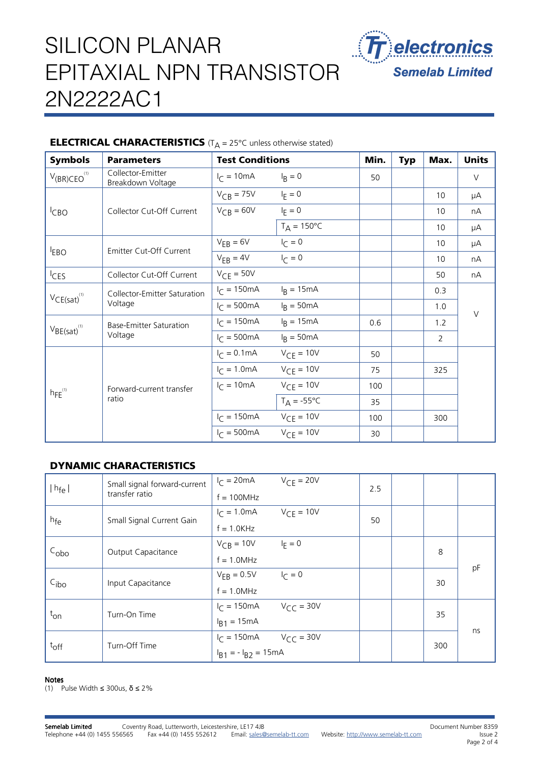# SILICON PLANAR EPITAXIAL NPN TRANSISTOR 2N2222AC1

**TT electronics**
**Semelab Limited**

## ELECTRICAL CHARACTERISTICS ($T_A$ = 25°C unless otherwise stated)

| Symbols | Parameters | Test Conditions | | Min. | Typ | Max. | Units |
|---|---|---|---|---|---|---|---|
| $V_{(BR)CEO}$ (1) | Collector-Emitter Breakdown Voltage | $I_C$ = 10mA | $I_B$ = 0 | 50 | | | V |
| $I_{CBO}$ | Collector Cut-Off Current | $V_{CB}$ = 75V | $I_E$ = 0 | | | 10 | μA |
| | | $V_{CB}$ = 60V | $I_E$ = 0 | | | 10 | nA |
| | | | $T_A$ = 150°C | | | 10 | μA |
| $I_{EBO}$ | Emitter Cut-Off Current | $V_{EB}$ = 6V | $I_C$ = 0 | | | 10 | μA |
| | | $V_{EB}$ = 4V | $I_C$ = 0 | | | 10 | nA |
| $I_{CES}$ | Collector Cut-Off Current | $V_{CE}$ = 50V | | | | 50 | nA |
| $V_{CE(sat)}$ (1) | Collector-Emitter Saturation Voltage | $I_C$ = 150mA | $I_B$ = 15mA | | | 0.3 | V |
| | | $I_C$ = 500mA | $I_B$ = 50mA | | | 1.0 | |
| $V_{BE(sat)}$ (1) | Base-Emitter Saturation Voltage | $I_C$ = 150mA | $I_B$ = 15mA | 0.6 | | 1.2 | |
| | | $I_C$ = 500mA | $I_B$ = 50mA | | | 2 | |
| $h_{FE}$ (1) | Forward-current transfer ratio | $I_C$ = 0.1mA | $V_{CE}$ = 10V | 50 | | | |
| | | $I_C$ = 1.0mA | $V_{CE}$ = 10V | 75 | | 325 | |
| | | $I_C$ = 10mA | $V_{CE}$ = 10V | 100 | | | |
| | | | $T_A$ = -55°C | 35 | | | |
| | | $I_C$ = 150mA | $V_{CE}$ = 10V | 100 | | 300 | |
| | | $I_C$ = 500mA | $V_{CE}$ = 10V | 30 | | | |

## DYNAMIC CHARACTERISTICS

| Symbols | Parameters | Test Conditions | | Min. | Typ | Max. | Units |
|---|---|---|---|---|---|---|---|
| $\lvert h_{fe} \rvert$ | Small signal forward-current transfer ratio | $I_C$ = 20mA, f = 100MHz | $V_{CE}$ = 20V | 2.5 | | | |
| $h_{fe}$ | Small Signal Current Gain | $I_C$ = 1.0mA, f = 1.0KHz | $V_{CE}$ = 10V | 50 | | | |
| $C_{obo}$ | Output Capacitance | $V_{CB}$ = 10V, f = 1.0MHz | $I_E$ = 0 | | | 8 | pF |
| $C_{ibo}$ | Input Capacitance | $V_{EB}$ = 0.5V, f = 1.0MHz | $I_C$ = 0 | | | 30 | pF |
| $t_{on}$ | Turn-On Time | $I_C$ = 150mA, $I_{B1}$ = 15mA | $V_{CC}$ = 30V | | | 35 | ns |
| $t_{off}$ | Turn-Off Time | $I_C$ = 150mA, $I_{B1}$ = - $I_{B2}$ = 15mA | $V_{CC}$ = 30V | | | 300 | ns |

**Notes**
(1) Pulse Width ≤ 300us, δ ≤ 2%

**Semelab Limited** Coventry Road, Lutterworth, Leicestershire, LE17 4JB
Telephone +44 (0) 1455 556565 Fax +44 (0) 1455 552612 Email: sales@semelab-tt.com Website: http://www.semelab-tt.com
Document Number 8359
Issue 2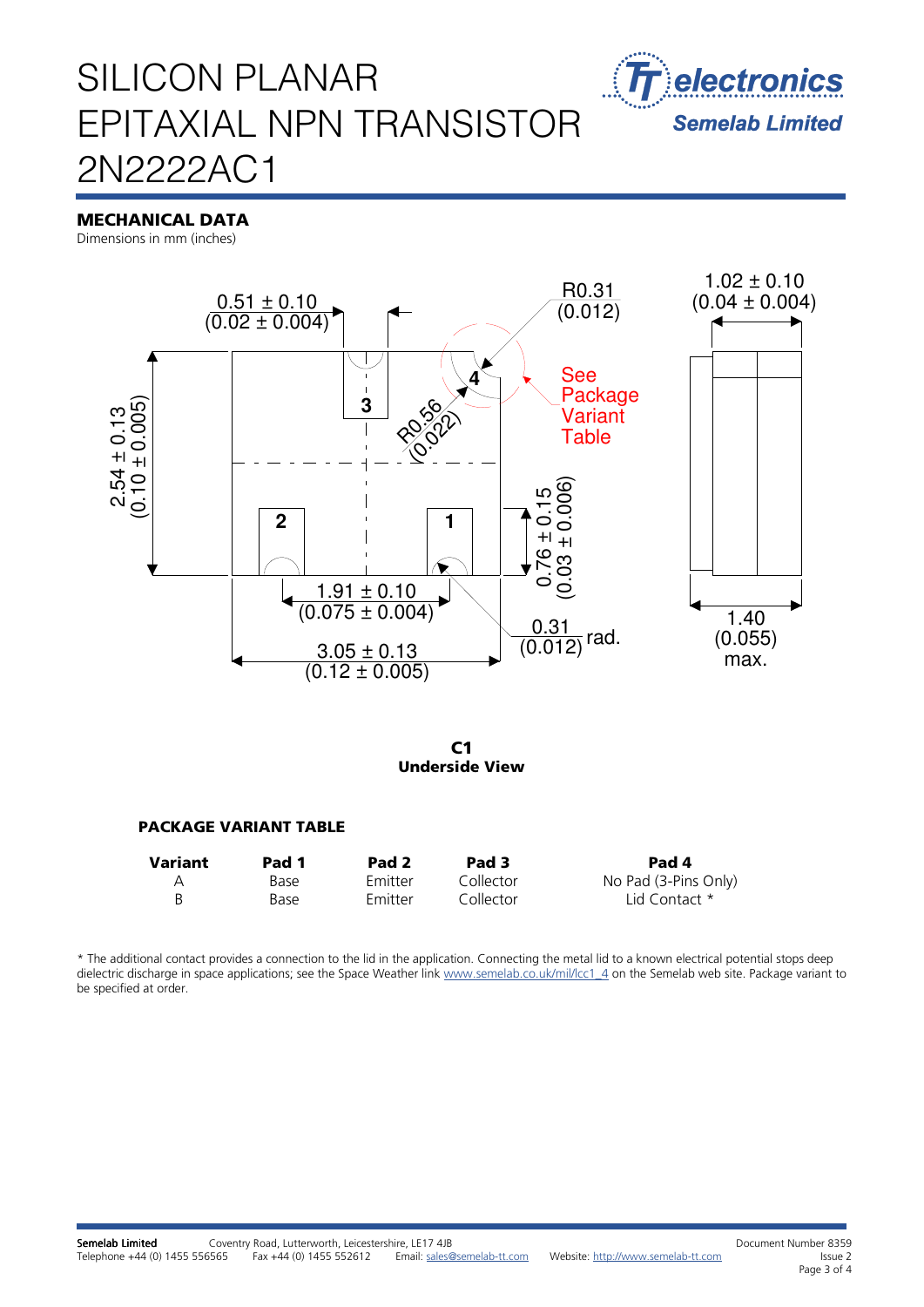# SILICON PLANAR EPITAXIAL NPN TRANSISTOR 2N2222AC1

## MECHANICAL DATA

Dimensions in mm (inches)

0.51 ± 0.10 (0.02 ± 0.004)

R0.31 (0.012)

1.02 ± 0.10 (0.04 ± 0.004)

R0.56 (0.022)

See Package Variant Table

2.54 ± 0.13 (0.10 ± 0.005)

0.76 ± 0.15 (0.03 ± 0.006)

1.91 ± 0.10 (0.075 ± 0.004)

0.31 (0.012) rad.

3.05 ± 0.13 (0.12 ± 0.005)

1.40 (0.055) max.

**C1**
**Underside View**

### PACKAGE VARIANT TABLE

| Variant | Pad 1 | Pad 2 | Pad 3 | Pad 4 |
|---|---|---|---|---|
| A | Base | Emitter | Collector | No Pad (3-Pins Only) |
| B | Base | Emitter | Collector | Lid Contact * |

* The additional contact provides a connection to the lid in the application. Connecting the metal lid to a known electrical potential stops deep dielectric discharge in space applications; see the Space Weather link www.semelab.co.uk/mil/lcc1_4 on the Semelab web site. Package variant to be specified at order.

**Semelab Limited** Coventry Road, Lutterworth, Leicestershire, LE17 4JB
Telephone +44 (0) 1455 556565 Fax +44 (0) 1455 552612 Email: sales@semelab-tt.com Website: http://www.semelab-tt.com

Document Number 8359
Issue 2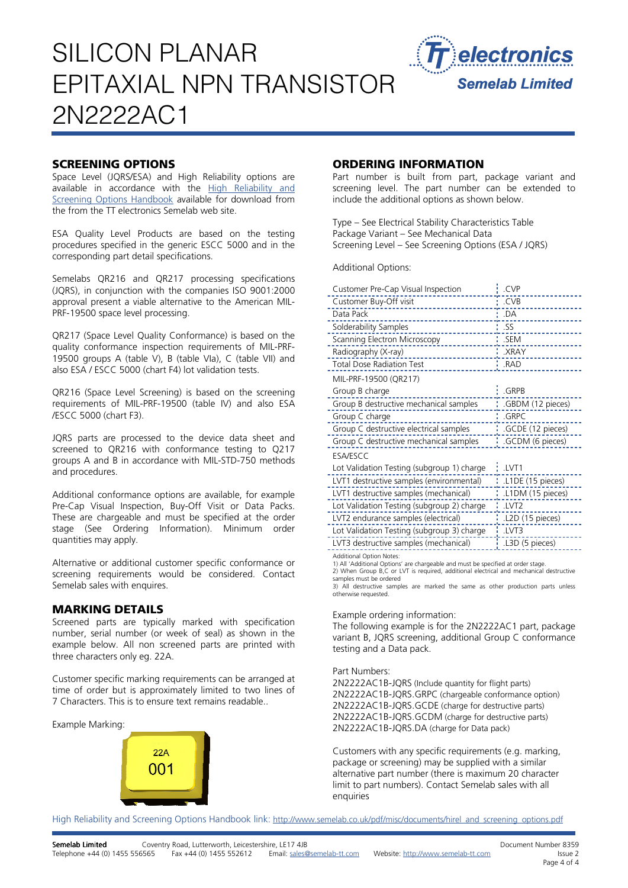# SILICON PLANAR EPITAXIAL NPN TRANSISTOR 2N2222AC1

TT electronics
Semelab Limited

## SCREENING OPTIONS

Space Level (JQRS/ESA) and High Reliability options are available in accordance with the High Reliability and Screening Options Handbook available for download from the from the TT electronics Semelab web site.

ESA Quality Level Products are based on the testing procedures specified in the generic ESCC 5000 and in the corresponding part detail specifications.

Semelabs QR216 and QR217 processing specifications (JQRS), in conjunction with the companies ISO 9001:2000 approval present a viable alternative to the American MIL-PRF-19500 space level processing.

QR217 (Space Level Quality Conformance) is based on the quality conformance inspection requirements of MIL-PRF-19500 groups A (table V), B (table VIa), C (table VII) and also ESA / ESCC 5000 (chart F4) lot validation tests.

QR216 (Space Level Screening) is based on the screening requirements of MIL-PRF-19500 (table IV) and also ESA /ESCC 5000 (chart F3).

JQRS parts are processed to the device data sheet and screened to QR216 with conformance testing to Q217 groups A and B in accordance with MIL-STD-750 methods and procedures.

Additional conformance options are available, for example Pre-Cap Visual Inspection, Buy-Off Visit or Data Packs. These are chargeable and must be specified at the order stage (See Ordering Information). Minimum order quantities may apply.

Alternative or additional customer specific conformance or screening requirements would be considered. Contact Semelab sales with enquires.

## MARKING DETAILS

Screened parts are typically marked with specification number, serial number (or week of seal) as shown in the example below. All non screened parts are printed with three characters only eg. 22A.

Customer specific marking requirements can be arranged at time of order but is approximately limited to two lines of 7 Characters. This is to ensure text remains readable..

Example Marking:

22A
001

## ORDERING INFORMATION

Part number is built from part, package variant and screening level. The part number can be extended to include the additional options as shown below.

Type – See Electrical Stability Characteristics Table
Package Variant – See Mechanical Data
Screening Level – See Screening Options (ESA / JQRS)

Additional Options:

| | |
|---|---|
| Customer Pre-Cap Visual Inspection | .CVP |
| Customer Buy-Off visit | .CVB |
| Data Pack | .DA |
| Solderability Samples | .SS |
| Scanning Electron Microscopy | .SEM |
| Radiography (X-ray) | .XRAY |
| Total Dose Radiation Test | .RAD |
| MIL-PRF-19500 (QR217) | |
| Group B charge | .GRPB |
| Group B destructive mechanical samples | .GBDM (12 pieces) |
| Group C charge | .GRPC |
| Group C destructive electrical samples | .GCDE (12 pieces) |
| Group C destructive mechanical samples | .GCDM (6 pieces) |
| ESA/ESCC | |
| Lot Validation Testing (subgroup 1) charge | .LVT1 |
| LVT1 destructive samples (environmental) | .L1DE (15 pieces) |
| LVT1 destructive samples (mechanical) | .L1DM (15 pieces) |
| Lot Validation Testing (subgroup 2) charge | .LVT2 |
| LVT2 endurance samples (electrical) | .L2D (15 pieces) |
| Lot Validation Testing (subgroup 3) charge | .LVT3 |
| LVT3 destructive samples (mechanical) | .L3D (5 pieces) |

Additional Option Notes:
1) All 'Additional Options' are chargeable and must be specified at order stage.
2) When Group B,C or LVT is required, additional electrical and mechanical destructive samples must be ordered
3) All destructive samples are marked the same as other production parts unless otherwise requested.

Example ordering information:
The following example is for the 2N2222AC1 part, package variant B, JQRS screening, additional Group C conformance testing and a Data pack.

Part Numbers:
2N2222AC1B-JQRS (Include quantity for flight parts)
2N2222AC1B-JQRS.GRPC (chargeable conformance option)
2N2222AC1B-JQRS.GCDE (charge for destructive parts)
2N2222AC1B-JQRS.GCDM (charge for destructive parts)
2N2222AC1B-JQRS.DA (charge for Data pack)

Customers with any specific requirements (e.g. marking, package or screening) may be supplied with a similar alternative part number (there is maximum 20 character limit to part numbers). Contact Semelab sales with all enquiries

High Reliability and Screening Options Handbook link: http://www.semelab.co.uk/pdf/misc/documents/hirel_and_screening_options.pdf

**Semelab Limited** Coventry Road, Lutterworth, Leicestershire, LE17 4JB
Telephone +44 (0) 1455 556565 Fax +44 (0) 1455 552612 Email: sales@semelab-tt.com Website: http://www.semelab-tt.com

Document Number 8359
Issue 2